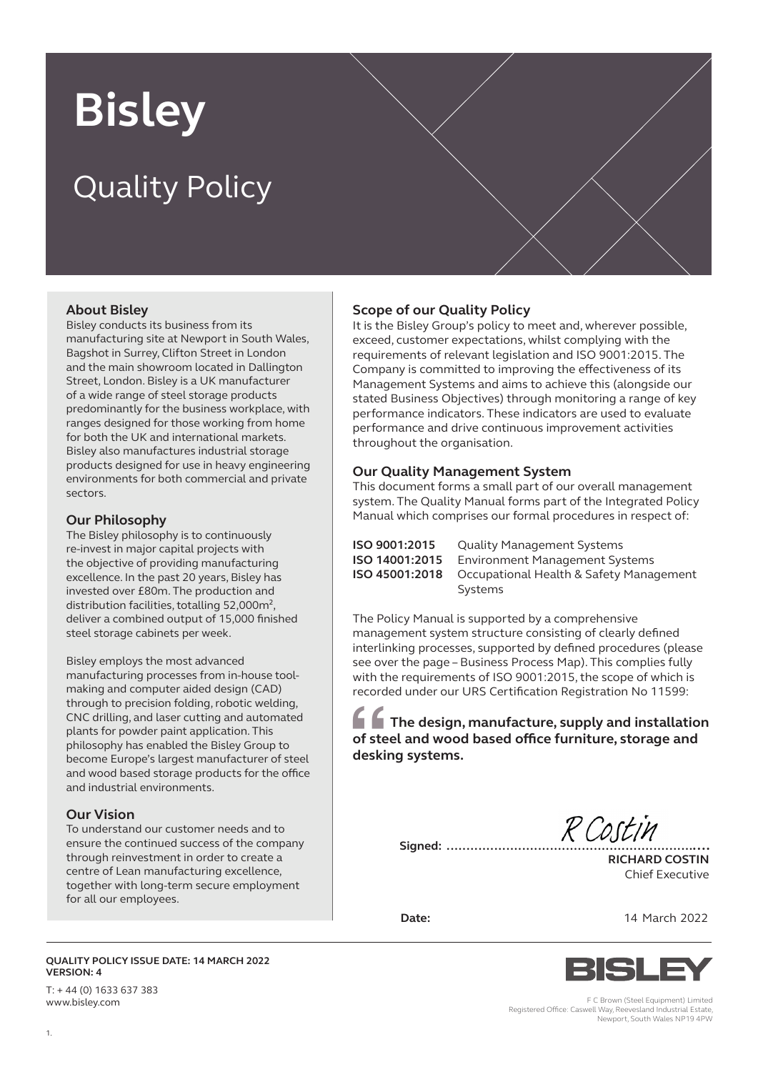# Bisley

## Quality Policy

### About Bisley

Bisley conducts its business from its manufacturing site at Newport in South Wales, Bagshot in Surrey, Clifton Street in London and the main showroom located in Dallington Street, London. Bisley is a UK manufacturer of a wide range of steel storage products predominantly for the business workplace, with ranges designed for those working from home for both the UK and international markets. Bisley also manufactures industrial storage products designed for use in heavy engineering environments for both commercial and private sectors.

### Our Philosophy

The Bisley philosophy is to continuously re-invest in major capital projects with the objective of providing manufacturing excellence. In the past 20 years, Bisley has invested over £80m. The production and distribution facilities, totalling 52,000m², deliver a combined output of 15,000 finished steel storage cabinets per week.

Bisley employs the most advanced manufacturing processes from in-house tool-making and computer aided design (CAD) through to precision folding, robotic welding, CNC drilling, and laser cutting and automated plants for powder paint application. This philosophy has enabled the Bisley Group to become Europe's largest manufacturer of steel and wood based storage products for the office and industrial environments.

### Our Vision

To understand our customer needs and to ensure the continued success of the company through reinvestment in order to create a centre of Lean manufacturing excellence, together with long-term secure employment for all our employees.

### Scope of our Quality Policy

It is the Bisley Group's policy to meet and, wherever possible, exceed, customer expectations, whilst complying with the requirements of relevant legislation and ISO 9001:2015. The Company is committed to improving the effectiveness of its Management Systems and aims to achieve this (alongside our stated Business Objectives) through monitoring a range of key performance indicators. These indicators are used to evaluate performance and drive continuous improvement activities throughout the organisation.

### Our Quality Management System

This document forms a small part of our overall management system. The Quality Manual forms part of the Integrated Policy Manual which comprises our formal procedures in respect of:

| | |
|---|---|
| **ISO 9001:2015** | Quality Management Systems |
| **ISO 14001:2015** | Environment Management Systems |
| **ISO 45001:2018** | Occupational Health & Safety Management Systems |

The Policy Manual is supported by a comprehensive management system structure consisting of clearly defined interlinking processes, supported by defined procedures (please see over the page – Business Process Map). This complies fully with the requirements of ISO 9001:2015, the scope of which is recorded under our URS Certification Registration No 11599:

> **The design, manufacture, supply and installation of steel and wood based office furniture, storage and desking systems.**

**Signed:** R Costin

**RICHARD COSTIN**
Chief Executive

**Date:** 14 March 2022

**QUALITY POLICY ISSUE DATE: 14 MARCH 2022**
**VERSION: 4**

T: + 44 (0) 1633 637 383
www.bisley.com

BISLEY

F C Brown (Steel Equipment) Limited
Registered Office: Caswell Way, Reevesland Industrial Estate, Newport, South Wales NP19 4PW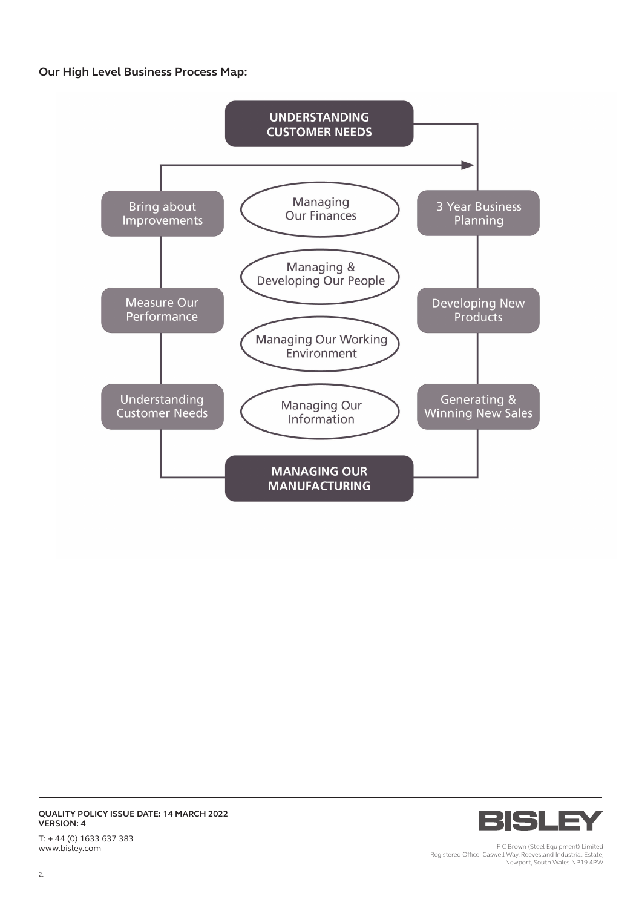**Our High Level Business Process Map:**

UNDERSTANDING CUSTOMER NEEDS

Bring about Improvements

Managing Our Finances

3 Year Business Planning

Managing & Developing Our People

Measure Our Performance

Developing New Products

Managing Our Working Environment

Understanding Customer Needs

Managing Our Information

Generating & Winning New Sales

MANAGING OUR MANUFACTURING

**QUALITY POLICY ISSUE DATE: 14 MARCH 2022**
**VERSION: 4**

T: + 44 (0) 1633 637 383
www.bisley.com

BISLEY

F C Brown (Steel Equipment) Limited
Registered Office: Caswell Way, Reevesland Industrial Estate,
Newport, South Wales NP19 4PW